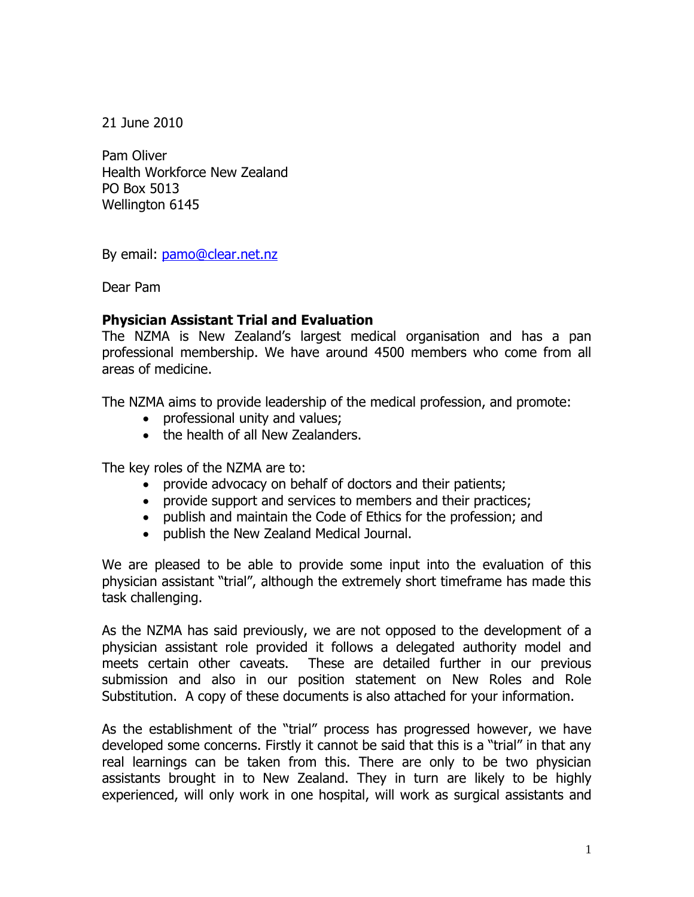21 June 2010

Pam Oliver
Health Workforce New Zealand
PO Box 5013
Wellington 6145

By email: pamo@clear.net.nz

Dear Pam

**Physician Assistant Trial and Evaluation**

The NZMA is New Zealand's largest medical organisation and has a pan professional membership. We have around 4500 members who come from all areas of medicine.

The NZMA aims to provide leadership of the medical profession, and promote:

- professional unity and values;
- the health of all New Zealanders.

The key roles of the NZMA are to:

- provide advocacy on behalf of doctors and their patients;
- provide support and services to members and their practices;
- publish and maintain the Code of Ethics for the profession; and
- publish the New Zealand Medical Journal.

We are pleased to be able to provide some input into the evaluation of this physician assistant "trial", although the extremely short timeframe has made this task challenging.

As the NZMA has said previously, we are not opposed to the development of a physician assistant role provided it follows a delegated authority model and meets certain other caveats. These are detailed further in our previous submission and also in our position statement on New Roles and Role Substitution. A copy of these documents is also attached for your information.

As the establishment of the "trial" process has progressed however, we have developed some concerns. Firstly it cannot be said that this is a "trial" in that any real learnings can be taken from this. There are only to be two physician assistants brought in to New Zealand. They in turn are likely to be highly experienced, will only work in one hospital, will work as surgical assistants and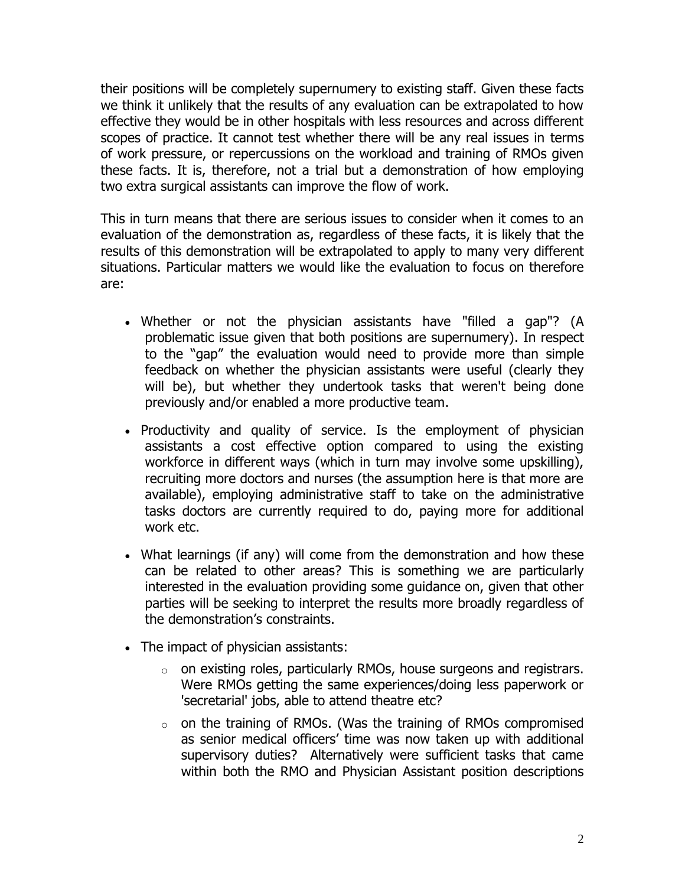their positions will be completely supernumery to existing staff. Given these facts we think it unlikely that the results of any evaluation can be extrapolated to how effective they would be in other hospitals with less resources and across different scopes of practice. It cannot test whether there will be any real issues in terms of work pressure, or repercussions on the workload and training of RMOs given these facts. It is, therefore, not a trial but a demonstration of how employing two extra surgical assistants can improve the flow of work.

This in turn means that there are serious issues to consider when it comes to an evaluation of the demonstration as, regardless of these facts, it is likely that the results of this demonstration will be extrapolated to apply to many very different situations. Particular matters we would like the evaluation to focus on therefore are:

- Whether or not the physician assistants have "filled a gap"? (A problematic issue given that both positions are supernumery). In respect to the "gap" the evaluation would need to provide more than simple feedback on whether the physician assistants were useful (clearly they will be), but whether they undertook tasks that weren't being done previously and/or enabled a more productive team.
- Productivity and quality of service. Is the employment of physician assistants a cost effective option compared to using the existing workforce in different ways (which in turn may involve some upskilling), recruiting more doctors and nurses (the assumption here is that more are available), employing administrative staff to take on the administrative tasks doctors are currently required to do, paying more for additional work etc.
- What learnings (if any) will come from the demonstration and how these can be related to other areas? This is something we are particularly interested in the evaluation providing some guidance on, given that other parties will be seeking to interpret the results more broadly regardless of the demonstration's constraints.
- The impact of physician assistants:
  - on existing roles, particularly RMOs, house surgeons and registrars. Were RMOs getting the same experiences/doing less paperwork or 'secretarial' jobs, able to attend theatre etc?
  - on the training of RMOs. (Was the training of RMOs compromised as senior medical officers' time was now taken up with additional supervisory duties? Alternatively were sufficient tasks that came within both the RMO and Physician Assistant position descriptions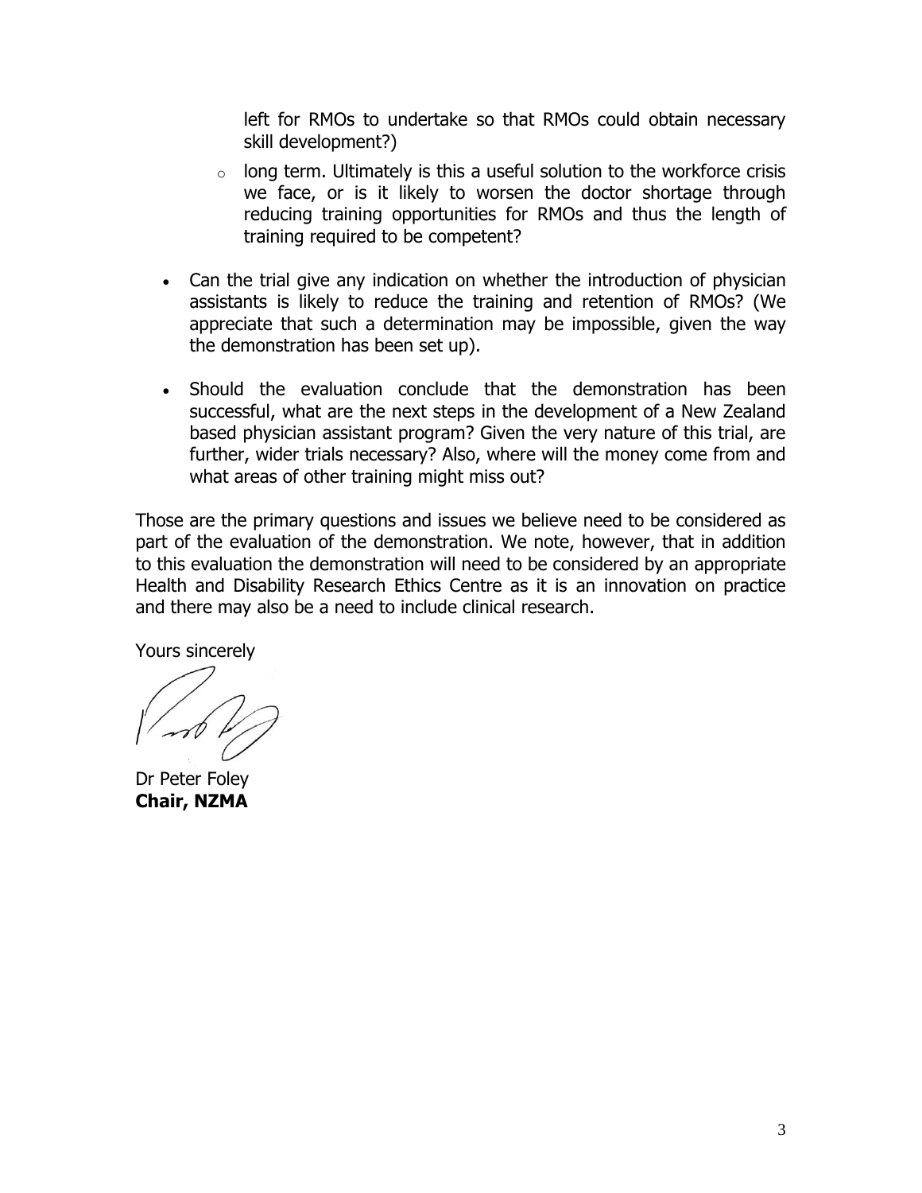left for RMOs to undertake so that RMOs could obtain necessary skill development?)

    - long term. Ultimately is this a useful solution to the workforce crisis we face, or is it likely to worsen the doctor shortage through reducing training opportunities for RMOs and thus the length of training required to be competent?

- Can the trial give any indication on whether the introduction of physician assistants is likely to reduce the training and retention of RMOs? (We appreciate that such a determination may be impossible, given the way the demonstration has been set up).

- Should the evaluation conclude that the demonstration has been successful, what are the next steps in the development of a New Zealand based physician assistant program? Given the very nature of this trial, are further, wider trials necessary? Also, where will the money come from and what areas of other training might miss out?

Those are the primary questions and issues we believe need to be considered as part of the evaluation of the demonstration. We note, however, that in addition to this evaluation the demonstration will need to be considered by an appropriate Health and Disability Research Ethics Centre as it is an innovation on practice and there may also be a need to include clinical research.

Yours sincerely

Dr Peter Foley
**Chair, NZMA**